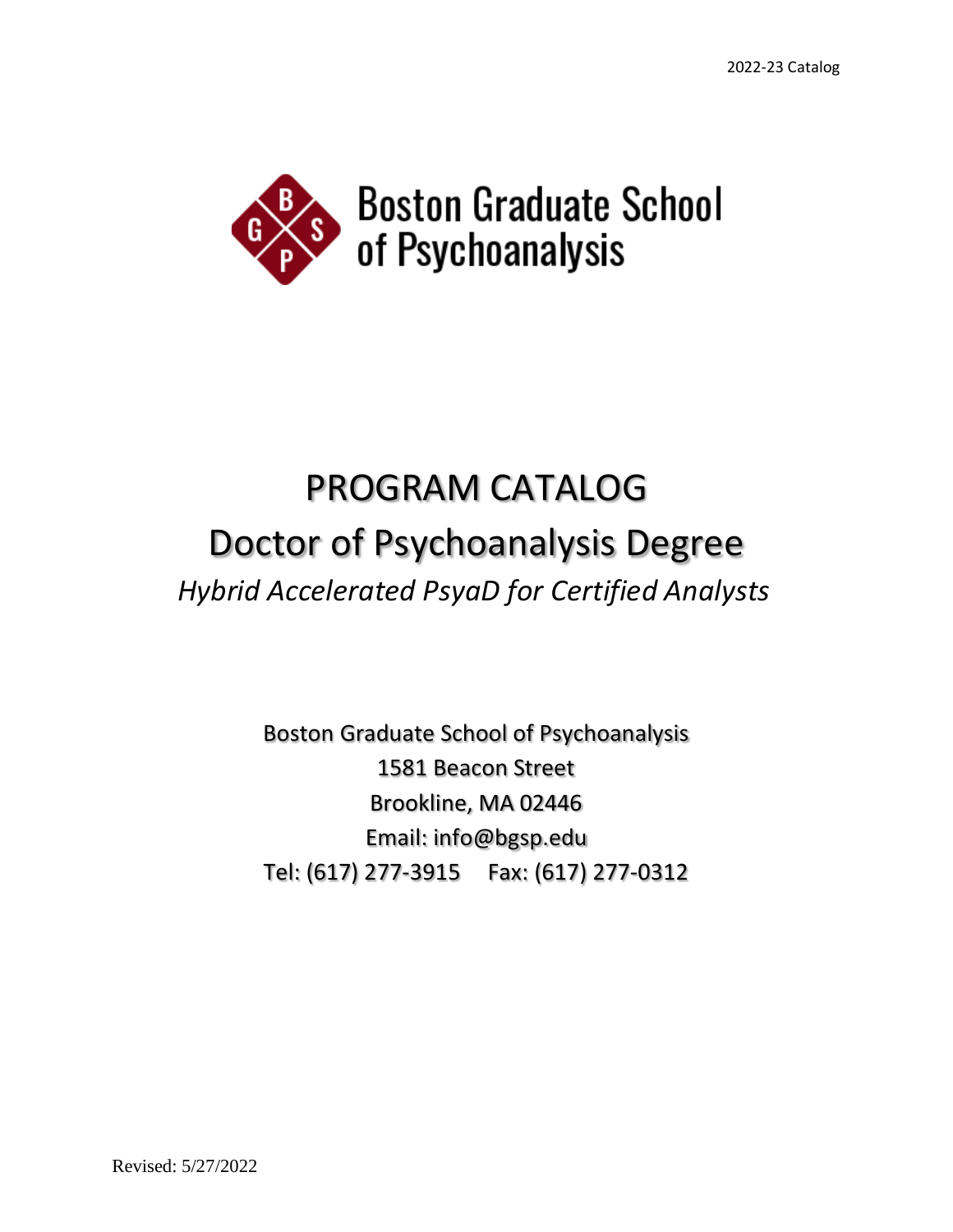2022-23 Catalog

Boston Graduate School of Psychoanalysis

# PROGRAM CATALOG

# Doctor of Psychoanalysis Degree

*Hybrid Accelerated PsyaD for Certified Analysts*

Boston Graduate School of Psychoanalysis
1581 Beacon Street
Brookline, MA 02446
Email: info@bgsp.edu
Tel: (617) 277-3915 Fax: (617) 277-0312

Revised: 5/27/2022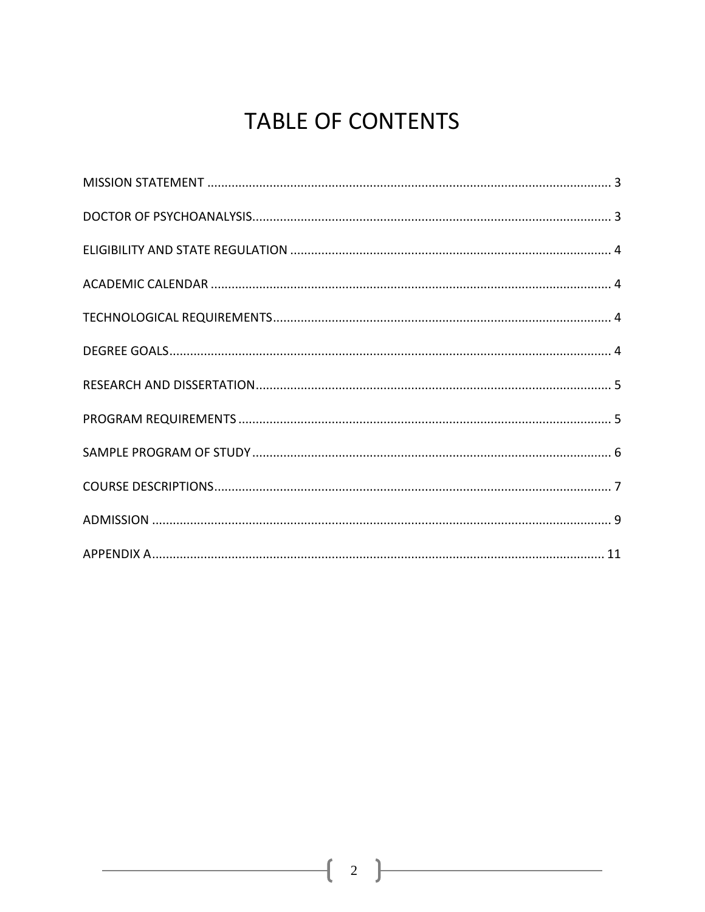# TABLE OF CONTENTS

MISSION STATEMENT .................................................................................................................... 3

DOCTOR OF PSYCHOANALYSIS........................................................................................................ 3

ELIGIBILITY AND STATE REGULATION ............................................................................................ 4

ACADEMIC CALENDAR ................................................................................................................... 4

TECHNOLOGICAL REQUIREMENTS.................................................................................................. 4

DEGREE GOALS................................................................................................................................ 4

RESEARCH AND DISSERTATION....................................................................................................... 5

PROGRAM REQUIREMENTS ........................................................................................................... 5

SAMPLE PROGRAM OF STUDY ........................................................................................................ 6

COURSE DESCRIPTIONS................................................................................................................... 7

ADMISSION ..................................................................................................................................... 9

APPENDIX A................................................................................................................................... 11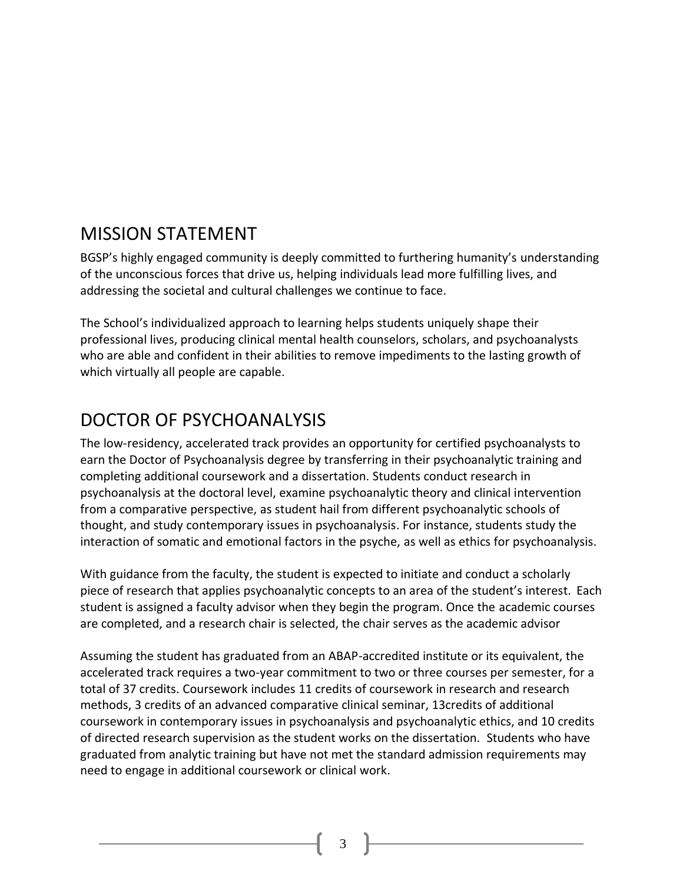## MISSION STATEMENT

BGSP's highly engaged community is deeply committed to furthering humanity's understanding of the unconscious forces that drive us, helping individuals lead more fulfilling lives, and addressing the societal and cultural challenges we continue to face.

The School's individualized approach to learning helps students uniquely shape their professional lives, producing clinical mental health counselors, scholars, and psychoanalysts who are able and confident in their abilities to remove impediments to the lasting growth of which virtually all people are capable.

## DOCTOR OF PSYCHOANALYSIS

The low-residency, accelerated track provides an opportunity for certified psychoanalysts to earn the Doctor of Psychoanalysis degree by transferring in their psychoanalytic training and completing additional coursework and a dissertation. Students conduct research in psychoanalysis at the doctoral level, examine psychoanalytic theory and clinical intervention from a comparative perspective, as student hail from different psychoanalytic schools of thought, and study contemporary issues in psychoanalysis. For instance, students study the interaction of somatic and emotional factors in the psyche, as well as ethics for psychoanalysis.

With guidance from the faculty, the student is expected to initiate and conduct a scholarly piece of research that applies psychoanalytic concepts to an area of the student's interest. Each student is assigned a faculty advisor when they begin the program. Once the academic courses are completed, and a research chair is selected, the chair serves as the academic advisor

Assuming the student has graduated from an ABAP-accredited institute or its equivalent, the accelerated track requires a two-year commitment to two or three courses per semester, for a total of 37 credits. Coursework includes 11 credits of coursework in research and research methods, 3 credits of an advanced comparative clinical seminar, 13credits of additional coursework in contemporary issues in psychoanalysis and psychoanalytic ethics, and 10 credits of directed research supervision as the student works on the dissertation. Students who have graduated from analytic training but have not met the standard admission requirements may need to engage in additional coursework or clinical work.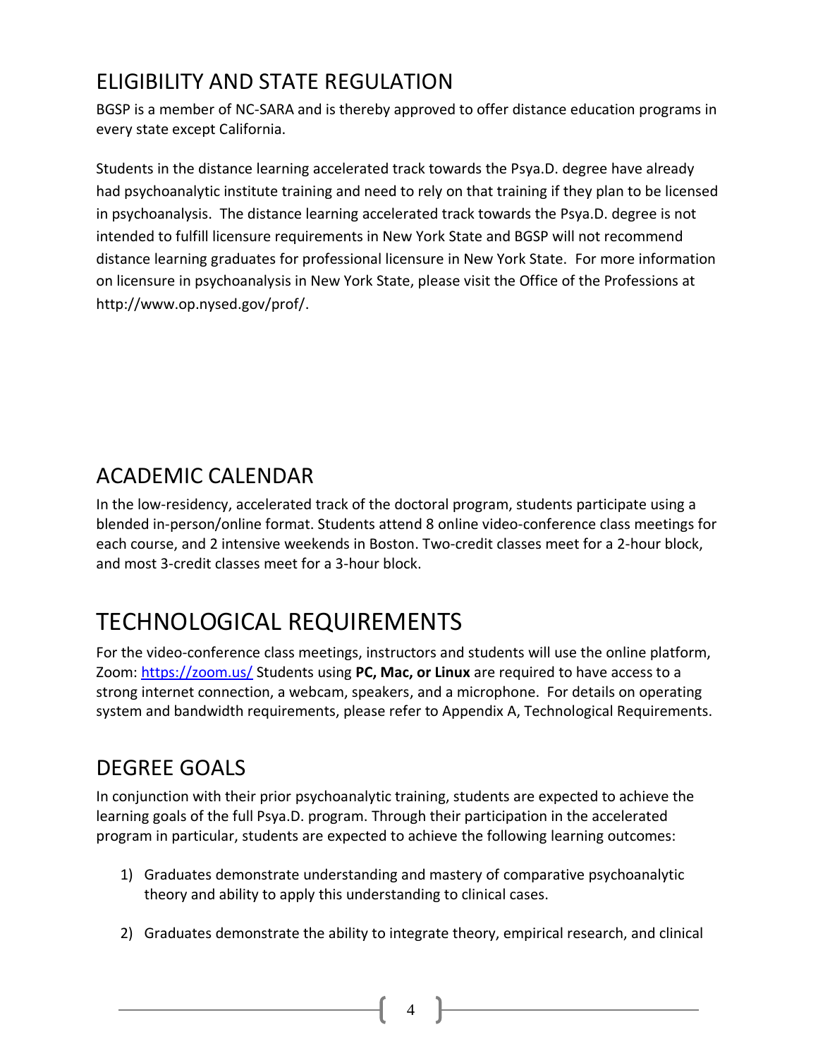## ELIGIBILITY AND STATE REGULATION

BGSP is a member of NC-SARA and is thereby approved to offer distance education programs in every state except California.

Students in the distance learning accelerated track towards the Psya.D. degree have already had psychoanalytic institute training and need to rely on that training if they plan to be licensed in psychoanalysis. The distance learning accelerated track towards the Psya.D. degree is not intended to fulfill licensure requirements in New York State and BGSP will not recommend distance learning graduates for professional licensure in New York State. For more information on licensure in psychoanalysis in New York State, please visit the Office of the Professions at http://www.op.nysed.gov/prof/.

## ACADEMIC CALENDAR

In the low-residency, accelerated track of the doctoral program, students participate using a blended in-person/online format. Students attend 8 online video-conference class meetings for each course, and 2 intensive weekends in Boston. Two-credit classes meet for a 2-hour block, and most 3-credit classes meet for a 3-hour block.

# TECHNOLOGICAL REQUIREMENTS

For the video-conference class meetings, instructors and students will use the online platform, Zoom: https://zoom.us/ Students using **PC, Mac, or Linux** are required to have access to a strong internet connection, a webcam, speakers, and a microphone. For details on operating system and bandwidth requirements, please refer to Appendix A, Technological Requirements.

## DEGREE GOALS

In conjunction with their prior psychoanalytic training, students are expected to achieve the learning goals of the full Psya.D. program. Through their participation in the accelerated program in particular, students are expected to achieve the following learning outcomes:

1) Graduates demonstrate understanding and mastery of comparative psychoanalytic theory and ability to apply this understanding to clinical cases.

2) Graduates demonstrate the ability to integrate theory, empirical research, and clinical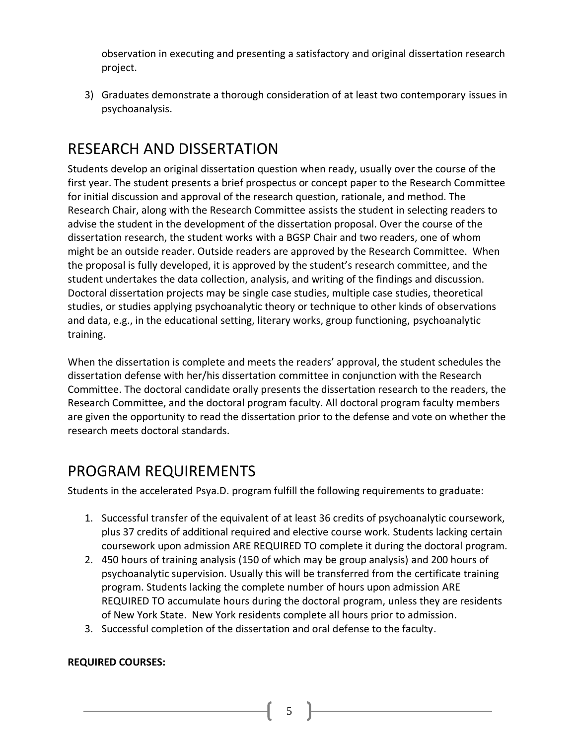observation in executing and presenting a satisfactory and original dissertation research project.

3) Graduates demonstrate a thorough consideration of at least two contemporary issues in psychoanalysis.

## RESEARCH AND DISSERTATION

Students develop an original dissertation question when ready, usually over the course of the first year. The student presents a brief prospectus or concept paper to the Research Committee for initial discussion and approval of the research question, rationale, and method. The Research Chair, along with the Research Committee assists the student in selecting readers to advise the student in the development of the dissertation proposal. Over the course of the dissertation research, the student works with a BGSP Chair and two readers, one of whom might be an outside reader. Outside readers are approved by the Research Committee. When the proposal is fully developed, it is approved by the student's research committee, and the student undertakes the data collection, analysis, and writing of the findings and discussion. Doctoral dissertation projects may be single case studies, multiple case studies, theoretical studies, or studies applying psychoanalytic theory or technique to other kinds of observations and data, e.g., in the educational setting, literary works, group functioning, psychoanalytic training.

When the dissertation is complete and meets the readers' approval, the student schedules the dissertation defense with her/his dissertation committee in conjunction with the Research Committee. The doctoral candidate orally presents the dissertation research to the readers, the Research Committee, and the doctoral program faculty. All doctoral program faculty members are given the opportunity to read the dissertation prior to the defense and vote on whether the research meets doctoral standards.

## PROGRAM REQUIREMENTS

Students in the accelerated Psya.D. program fulfill the following requirements to graduate:

1. Successful transfer of the equivalent of at least 36 credits of psychoanalytic coursework, plus 37 credits of additional required and elective course work. Students lacking certain coursework upon admission ARE REQUIRED TO complete it during the doctoral program.
2. 450 hours of training analysis (150 of which may be group analysis) and 200 hours of psychoanalytic supervision. Usually this will be transferred from the certificate training program. Students lacking the complete number of hours upon admission ARE REQUIRED TO accumulate hours during the doctoral program, unless they are residents of New York State. New York residents complete all hours prior to admission.
3. Successful completion of the dissertation and oral defense to the faculty.

**REQUIRED COURSES:**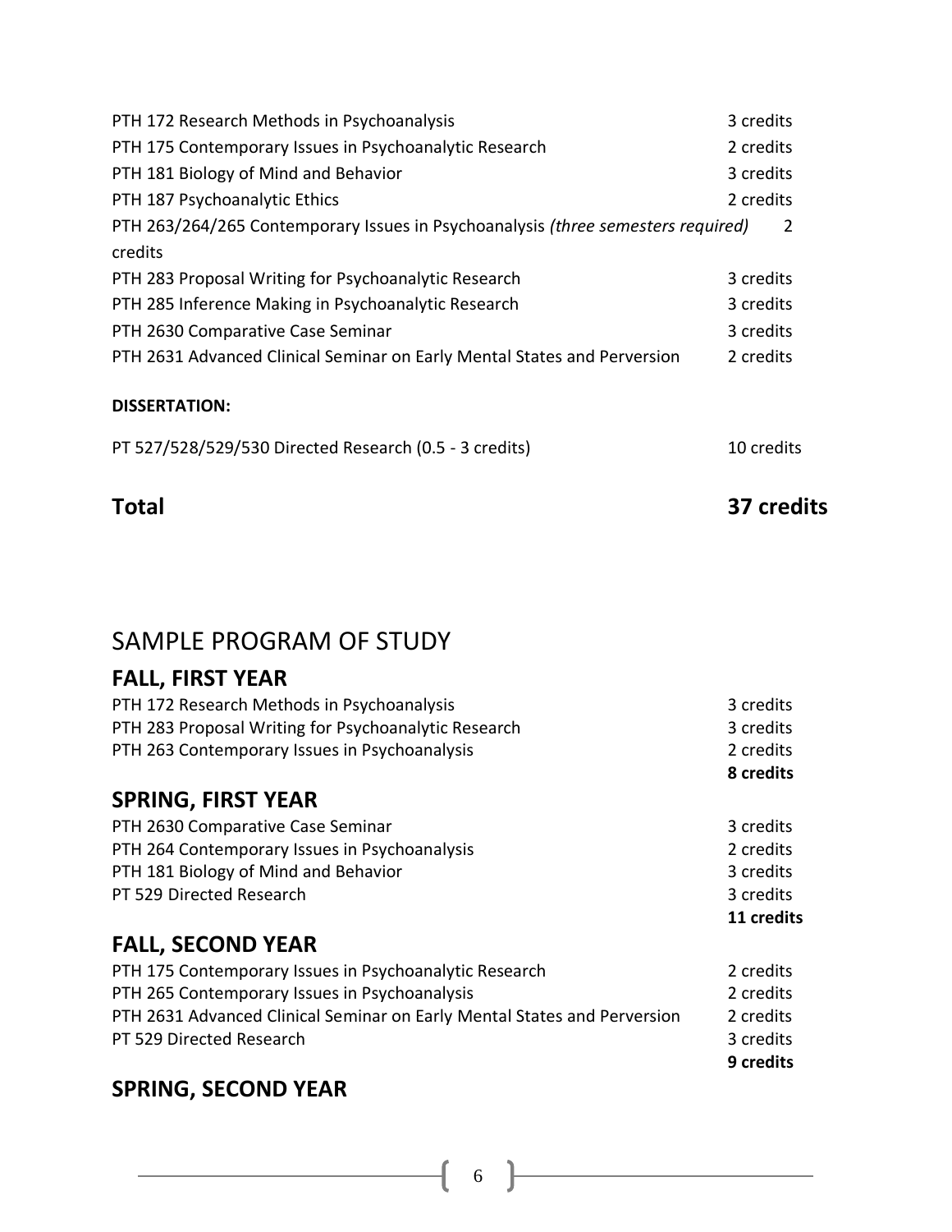| | |
|---|---|
| PTH 172 Research Methods in Psychoanalysis | 3 credits |
| PTH 175 Contemporary Issues in Psychoanalytic Research | 2 credits |
| PTH 181 Biology of Mind and Behavior | 3 credits |
| PTH 187 Psychoanalytic Ethics | 2 credits |
| PTH 263/264/265 Contemporary Issues in Psychoanalysis *(three semesters required)* | 2 credits |
| PTH 283 Proposal Writing for Psychoanalytic Research | 3 credits |
| PTH 285 Inference Making in Psychoanalytic Research | 3 credits |
| PTH 2630 Comparative Case Seminar | 3 credits |
| PTH 2631 Advanced Clinical Seminar on Early Mental States and Perversion | 2 credits |

**DISSERTATION:**

| | |
|---|---|
| PT 527/528/529/530 Directed Research (0.5 - 3 credits) | 10 credits |

## Total 37 credits

# SAMPLE PROGRAM OF STUDY

## FALL, FIRST YEAR

| | |
|---|---|
| PTH 172 Research Methods in Psychoanalysis | 3 credits |
| PTH 283 Proposal Writing for Psychoanalytic Research | 3 credits |
| PTH 263 Contemporary Issues in Psychoanalysis | 2 credits |
| | **8 credits** |

## SPRING, FIRST YEAR

| | |
|---|---|
| PTH 2630 Comparative Case Seminar | 3 credits |
| PTH 264 Contemporary Issues in Psychoanalysis | 2 credits |
| PTH 181 Biology of Mind and Behavior | 3 credits |
| PT 529 Directed Research | 3 credits |
| | **11 credits** |

## FALL, SECOND YEAR

| | |
|---|---|
| PTH 175 Contemporary Issues in Psychoanalytic Research | 2 credits |
| PTH 265 Contemporary Issues in Psychoanalysis | 2 credits |
| PTH 2631 Advanced Clinical Seminar on Early Mental States and Perversion | 2 credits |
| PT 529 Directed Research | 3 credits |
| | **9 credits** |

## SPRING, SECOND YEAR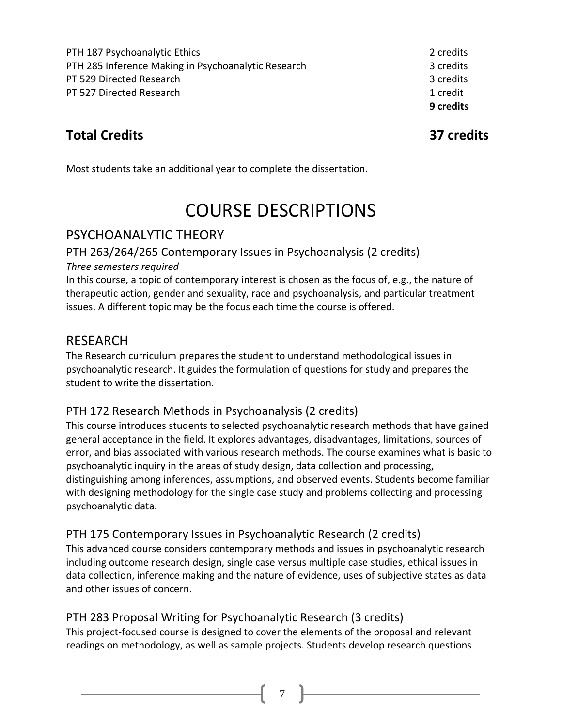| | |
|---|---|
| PTH 187 Psychoanalytic Ethics | 2 credits |
| PTH 285 Inference Making in Psychoanalytic Research | 3 credits |
| PT 529 Directed Research | 3 credits |
| PT 527 Directed Research | 1 credit |
| | **9 credits** |

## Total Credits **37 credits**

Most students take an additional year to complete the dissertation.

# COURSE DESCRIPTIONS

## PSYCHOANALYTIC THEORY

### PTH 263/264/265 Contemporary Issues in Psychoanalysis (2 credits)

*Three semesters required*

In this course, a topic of contemporary interest is chosen as the focus of, e.g., the nature of therapeutic action, gender and sexuality, race and psychoanalysis, and particular treatment issues. A different topic may be the focus each time the course is offered.

## RESEARCH

The Research curriculum prepares the student to understand methodological issues in psychoanalytic research. It guides the formulation of questions for study and prepares the student to write the dissertation.

### PTH 172 Research Methods in Psychoanalysis (2 credits)

This course introduces students to selected psychoanalytic research methods that have gained general acceptance in the field. It explores advantages, disadvantages, limitations, sources of error, and bias associated with various research methods. The course examines what is basic to psychoanalytic inquiry in the areas of study design, data collection and processing, distinguishing among inferences, assumptions, and observed events. Students become familiar with designing methodology for the single case study and problems collecting and processing psychoanalytic data.

### PTH 175 Contemporary Issues in Psychoanalytic Research (2 credits)

This advanced course considers contemporary methods and issues in psychoanalytic research including outcome research design, single case versus multiple case studies, ethical issues in data collection, inference making and the nature of evidence, uses of subjective states as data and other issues of concern.

### PTH 283 Proposal Writing for Psychoanalytic Research (3 credits)

This project-focused course is designed to cover the elements of the proposal and relevant readings on methodology, as well as sample projects. Students develop research questions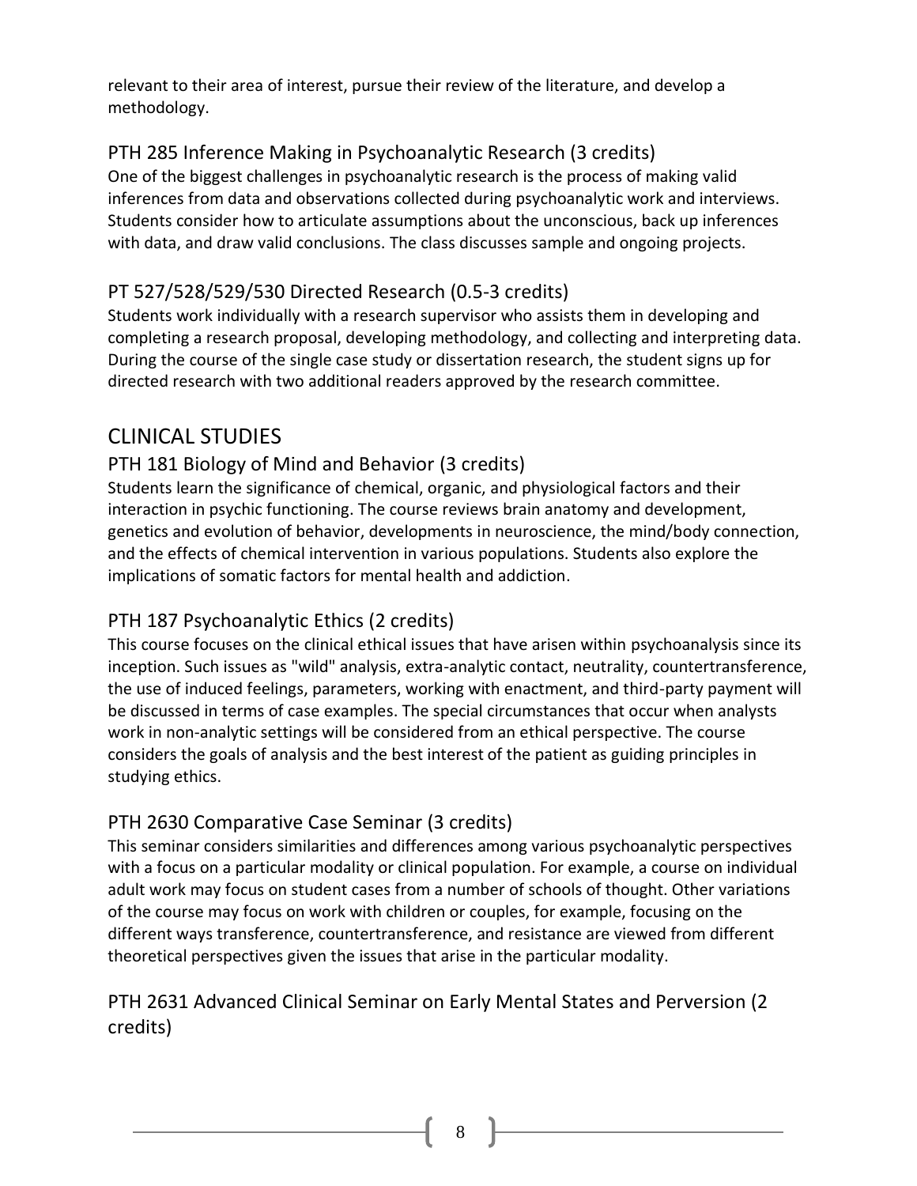relevant to their area of interest, pursue their review of the literature, and develop a methodology.

### PTH 285 Inference Making in Psychoanalytic Research (3 credits)

One of the biggest challenges in psychoanalytic research is the process of making valid inferences from data and observations collected during psychoanalytic work and interviews. Students consider how to articulate assumptions about the unconscious, back up inferences with data, and draw valid conclusions. The class discusses sample and ongoing projects.

### PT 527/528/529/530 Directed Research (0.5-3 credits)

Students work individually with a research supervisor who assists them in developing and completing a research proposal, developing methodology, and collecting and interpreting data. During the course of the single case study or dissertation research, the student signs up for directed research with two additional readers approved by the research committee.

## CLINICAL STUDIES

### PTH 181 Biology of Mind and Behavior (3 credits)

Students learn the significance of chemical, organic, and physiological factors and their interaction in psychic functioning. The course reviews brain anatomy and development, genetics and evolution of behavior, developments in neuroscience, the mind/body connection, and the effects of chemical intervention in various populations. Students also explore the implications of somatic factors for mental health and addiction.

### PTH 187 Psychoanalytic Ethics (2 credits)

This course focuses on the clinical ethical issues that have arisen within psychoanalysis since its inception. Such issues as "wild" analysis, extra-analytic contact, neutrality, countertransference, the use of induced feelings, parameters, working with enactment, and third-party payment will be discussed in terms of case examples. The special circumstances that occur when analysts work in non-analytic settings will be considered from an ethical perspective. The course considers the goals of analysis and the best interest of the patient as guiding principles in studying ethics.

### PTH 2630 Comparative Case Seminar (3 credits)

This seminar considers similarities and differences among various psychoanalytic perspectives with a focus on a particular modality or clinical population. For example, a course on individual adult work may focus on student cases from a number of schools of thought. Other variations of the course may focus on work with children or couples, for example, focusing on the different ways transference, countertransference, and resistance are viewed from different theoretical perspectives given the issues that arise in the particular modality.

### PTH 2631 Advanced Clinical Seminar on Early Mental States and Perversion (2 credits)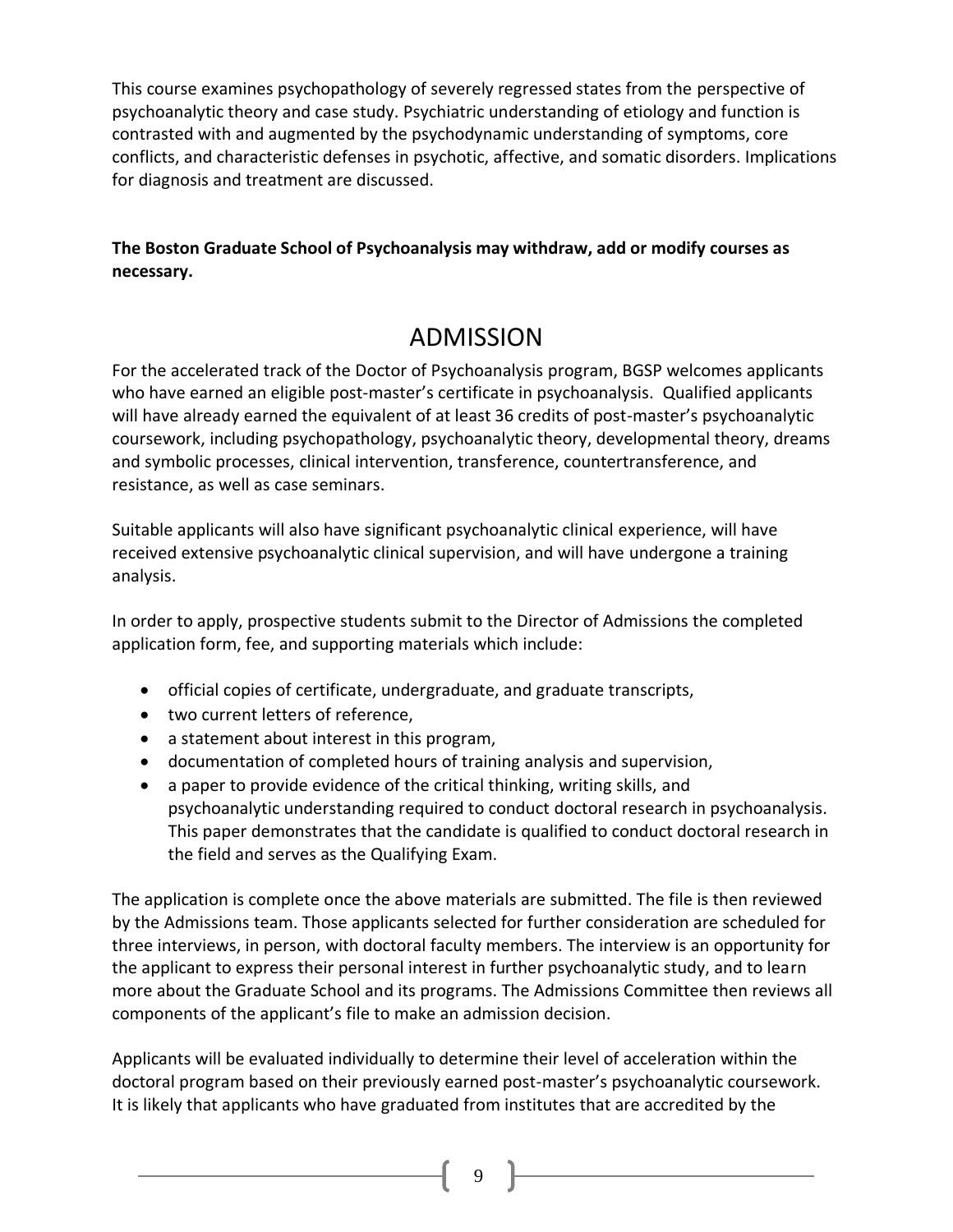This course examines psychopathology of severely regressed states from the perspective of psychoanalytic theory and case study. Psychiatric understanding of etiology and function is contrasted with and augmented by the psychodynamic understanding of symptoms, core conflicts, and characteristic defenses in psychotic, affective, and somatic disorders. Implications for diagnosis and treatment are discussed.

**The Boston Graduate School of Psychoanalysis may withdraw, add or modify courses as necessary.**

# ADMISSION

For the accelerated track of the Doctor of Psychoanalysis program, BGSP welcomes applicants who have earned an eligible post-master's certificate in psychoanalysis. Qualified applicants will have already earned the equivalent of at least 36 credits of post-master's psychoanalytic coursework, including psychopathology, psychoanalytic theory, developmental theory, dreams and symbolic processes, clinical intervention, transference, countertransference, and resistance, as well as case seminars.

Suitable applicants will also have significant psychoanalytic clinical experience, will have received extensive psychoanalytic clinical supervision, and will have undergone a training analysis.

In order to apply, prospective students submit to the Director of Admissions the completed application form, fee, and supporting materials which include:

- official copies of certificate, undergraduate, and graduate transcripts,
- two current letters of reference,
- a statement about interest in this program,
- documentation of completed hours of training analysis and supervision,
- a paper to provide evidence of the critical thinking, writing skills, and psychoanalytic understanding required to conduct doctoral research in psychoanalysis. This paper demonstrates that the candidate is qualified to conduct doctoral research in the field and serves as the Qualifying Exam.

The application is complete once the above materials are submitted. The file is then reviewed by the Admissions team. Those applicants selected for further consideration are scheduled for three interviews, in person, with doctoral faculty members. The interview is an opportunity for the applicant to express their personal interest in further psychoanalytic study, and to learn more about the Graduate School and its programs. The Admissions Committee then reviews all components of the applicant's file to make an admission decision.

Applicants will be evaluated individually to determine their level of acceleration within the doctoral program based on their previously earned post-master's psychoanalytic coursework. It is likely that applicants who have graduated from institutes that are accredited by the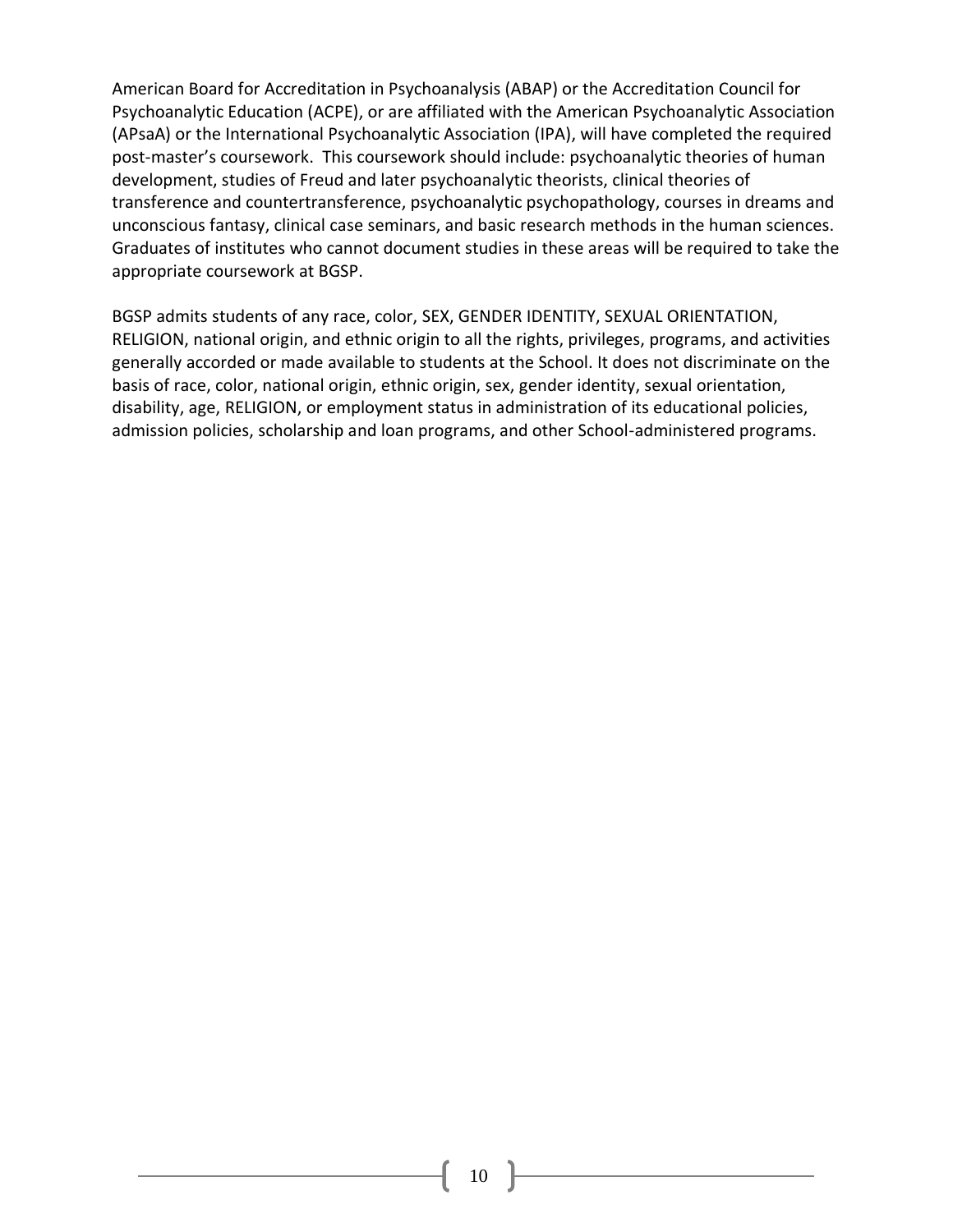American Board for Accreditation in Psychoanalysis (ABAP) or the Accreditation Council for Psychoanalytic Education (ACPE), or are affiliated with the American Psychoanalytic Association (APsaA) or the International Psychoanalytic Association (IPA), will have completed the required post-master's coursework. This coursework should include: psychoanalytic theories of human development, studies of Freud and later psychoanalytic theorists, clinical theories of transference and countertransference, psychoanalytic psychopathology, courses in dreams and unconscious fantasy, clinical case seminars, and basic research methods in the human sciences. Graduates of institutes who cannot document studies in these areas will be required to take the appropriate coursework at BGSP.

BGSP admits students of any race, color, SEX, GENDER IDENTITY, SEXUAL ORIENTATION, RELIGION, national origin, and ethnic origin to all the rights, privileges, programs, and activities generally accorded or made available to students at the School. It does not discriminate on the basis of race, color, national origin, ethnic origin, sex, gender identity, sexual orientation, disability, age, RELIGION, or employment status in administration of its educational policies, admission policies, scholarship and loan programs, and other School-administered programs.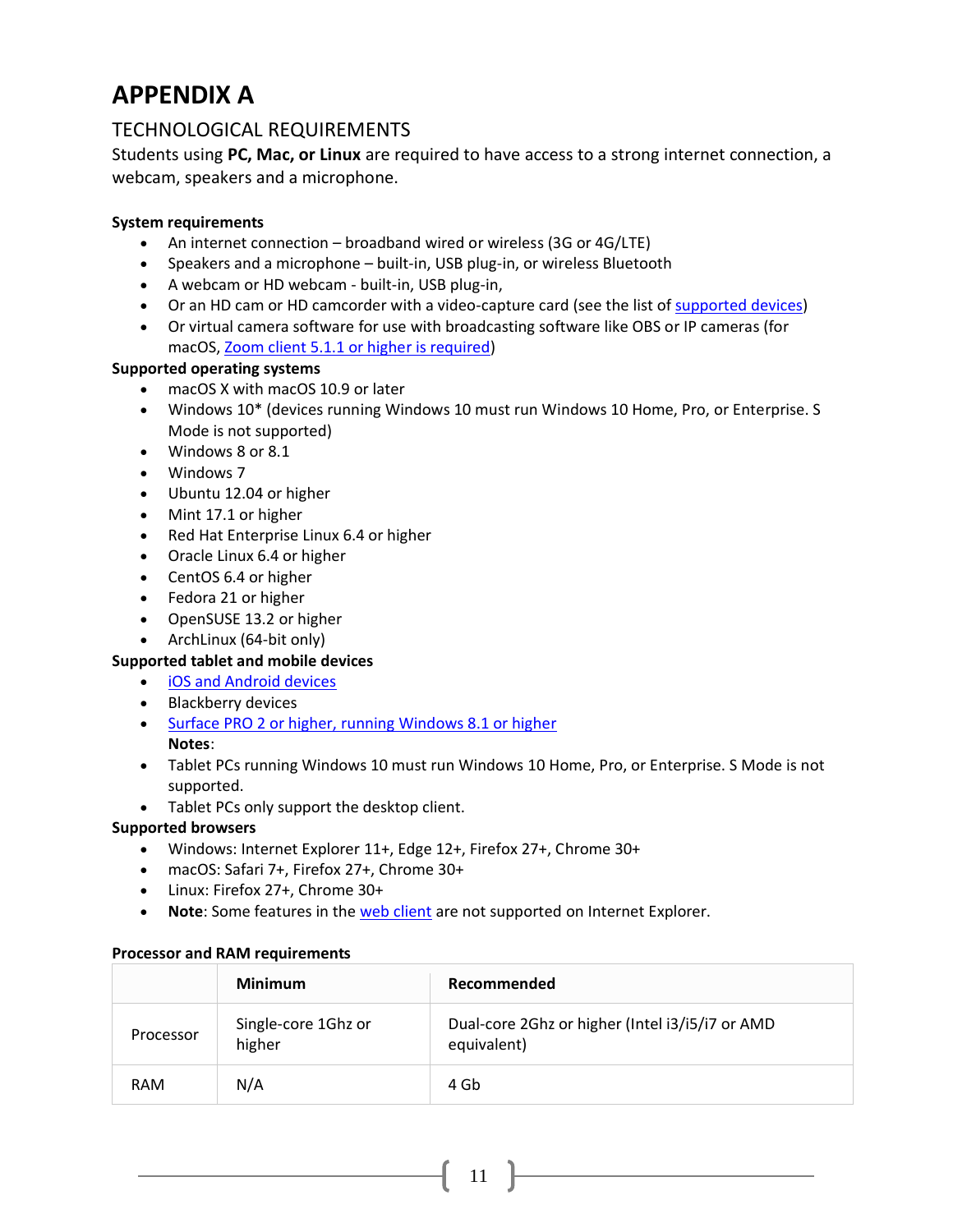# APPENDIX A

## TECHNOLOGICAL REQUIREMENTS

Students using **PC, Mac, or Linux** are required to have access to a strong internet connection, a webcam, speakers and a microphone.

**System requirements**

- An internet connection – broadband wired or wireless (3G or 4G/LTE)
- Speakers and a microphone – built-in, USB plug-in, or wireless Bluetooth
- A webcam or HD webcam - built-in, USB plug-in,
- Or an HD cam or HD camcorder with a video-capture card (see the list of supported devices)
- Or virtual camera software for use with broadcasting software like OBS or IP cameras (for macOS, Zoom client 5.1.1 or higher is required)

**Supported operating systems**

- macOS X with macOS 10.9 or later
- Windows 10* (devices running Windows 10 must run Windows 10 Home, Pro, or Enterprise. S Mode is not supported)
- Windows 8 or 8.1
- Windows 7
- Ubuntu 12.04 or higher
- Mint 17.1 or higher
- Red Hat Enterprise Linux 6.4 or higher
- Oracle Linux 6.4 or higher
- CentOS 6.4 or higher
- Fedora 21 or higher
- OpenSUSE 13.2 or higher
- ArchLinux (64-bit only)

**Supported tablet and mobile devices**

- iOS and Android devices
- Blackberry devices
- Surface PRO 2 or higher, running Windows 8.1 or higher

  **Notes**:
- Tablet PCs running Windows 10 must run Windows 10 Home, Pro, or Enterprise. S Mode is not supported.
- Tablet PCs only support the desktop client.

**Supported browsers**

- Windows: Internet Explorer 11+, Edge 12+, Firefox 27+, Chrome 30+
- macOS: Safari 7+, Firefox 27+, Chrome 30+
- Linux: Firefox 27+, Chrome 30+
- **Note**: Some features in the web client are not supported on Internet Explorer.

**Processor and RAM requirements**

| | Minimum | Recommended |
|---|---|---|
| Processor | Single-core 1Ghz or higher | Dual-core 2Ghz or higher (Intel i3/i5/i7 or AMD equivalent) |
| RAM | N/A | 4 Gb |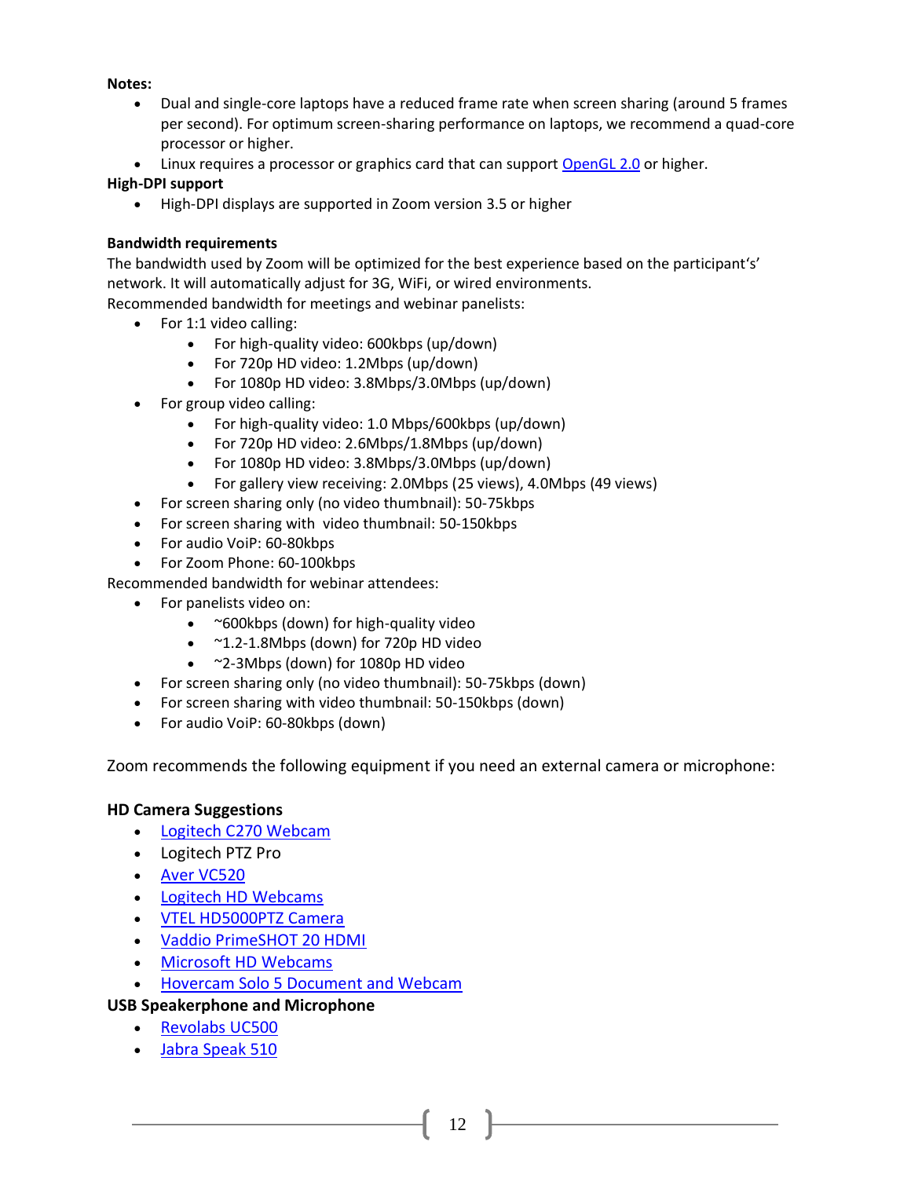**Notes:**

- Dual and single-core laptops have a reduced frame rate when screen sharing (around 5 frames per second). For optimum screen-sharing performance on laptops, we recommend a quad-core processor or higher.
- Linux requires a processor or graphics card that can support OpenGL 2.0 or higher.

**High-DPI support**

- High-DPI displays are supported in Zoom version 3.5 or higher

**Bandwidth requirements**

The bandwidth used by Zoom will be optimized for the best experience based on the participant's' network. It will automatically adjust for 3G, WiFi, or wired environments.

Recommended bandwidth for meetings and webinar panelists:

- For 1:1 video calling:
  - For high-quality video: 600kbps (up/down)
  - For 720p HD video: 1.2Mbps (up/down)
  - For 1080p HD video: 3.8Mbps/3.0Mbps (up/down)
- For group video calling:
  - For high-quality video: 1.0 Mbps/600kbps (up/down)
  - For 720p HD video: 2.6Mbps/1.8Mbps (up/down)
  - For 1080p HD video: 3.8Mbps/3.0Mbps (up/down)
  - For gallery view receiving: 2.0Mbps (25 views), 4.0Mbps (49 views)
- For screen sharing only (no video thumbnail): 50-75kbps
- For screen sharing with video thumbnail: 50-150kbps
- For audio VoiP: 60-80kbps
- For Zoom Phone: 60-100kbps

Recommended bandwidth for webinar attendees:

- For panelists video on:
  - ~600kbps (down) for high-quality video
  - ~1.2-1.8Mbps (down) for 720p HD video
  - ~2-3Mbps (down) for 1080p HD video
- For screen sharing only (no video thumbnail): 50-75kbps (down)
- For screen sharing with video thumbnail: 50-150kbps (down)
- For audio VoiP: 60-80kbps (down)

Zoom recommends the following equipment if you need an external camera or microphone:

**HD Camera Suggestions**

- Logitech C270 Webcam
- Logitech PTZ Pro
- Aver VC520
- Logitech HD Webcams
- VTEL HD5000PTZ Camera
- Vaddio PrimeSHOT 20 HDMI
- Microsoft HD Webcams
- Hovercam Solo 5 Document and Webcam

**USB Speakerphone and Microphone**

- Revolabs UC500
- Jabra Speak 510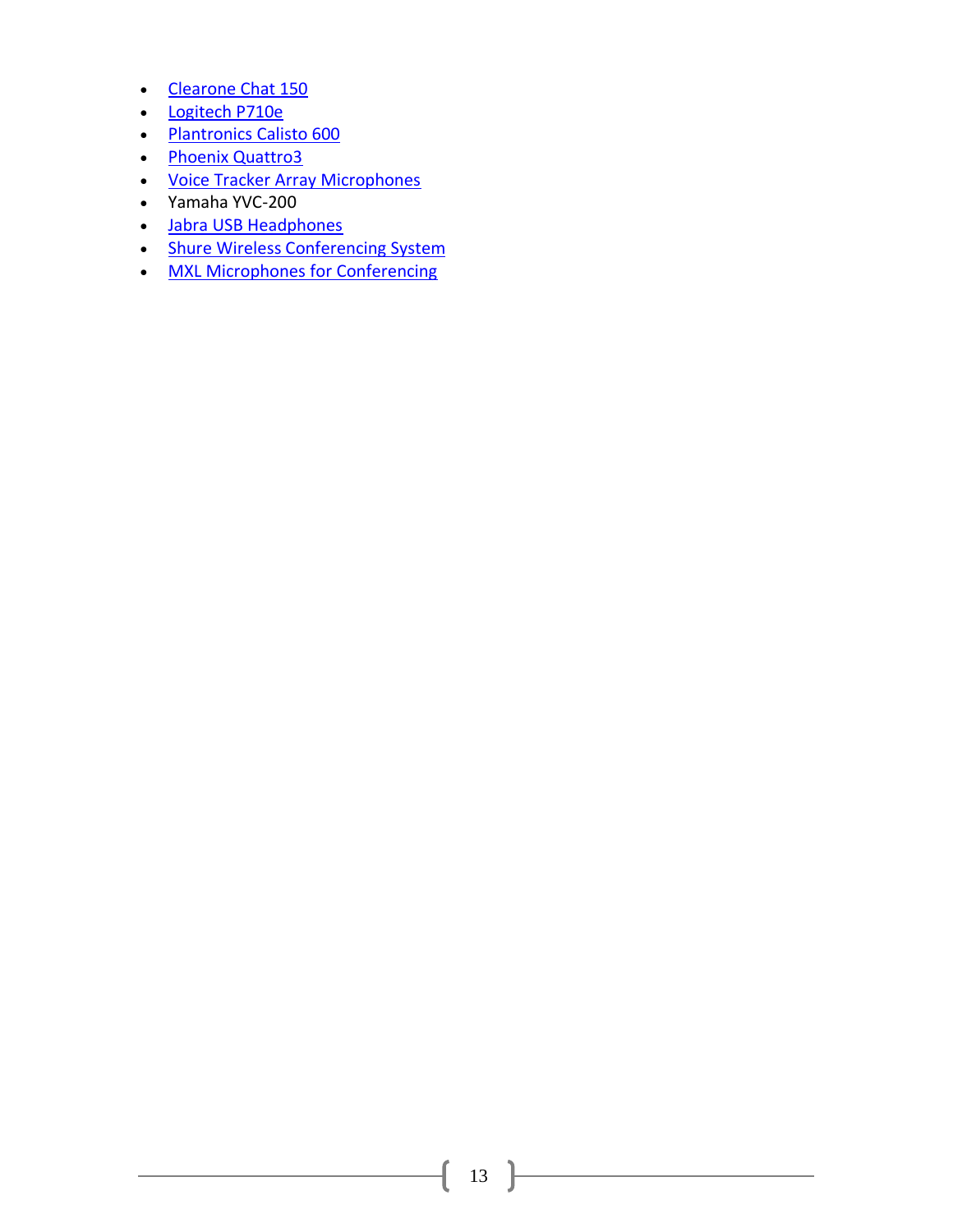- Clearone Chat 150
- Logitech P710e
- Plantronics Calisto 600
- Phoenix Quattro3
- Voice Tracker Array Microphones
- Yamaha YVC-200
- Jabra USB Headphones
- Shure Wireless Conferencing System
- MXL Microphones for Conferencing